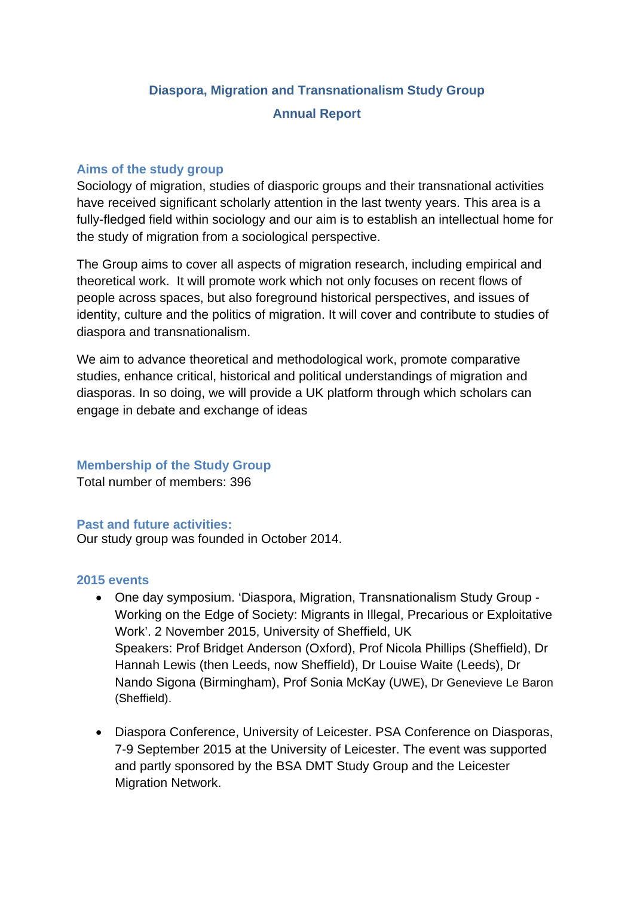# Diaspora, Migration and Transnationalism Study Group

## Annual Report

### Aims of the study group

Sociology of migration, studies of diasporic groups and their transnational activities have received significant scholarly attention in the last twenty years. This area is a fully-fledged field within sociology and our aim is to establish an intellectual home for the study of migration from a sociological perspective.

The Group aims to cover all aspects of migration research, including empirical and theoretical work. It will promote work which not only focuses on recent flows of people across spaces, but also foreground historical perspectives, and issues of identity, culture and the politics of migration. It will cover and contribute to studies of diaspora and transnationalism.

We aim to advance theoretical and methodological work, promote comparative studies, enhance critical, historical and political understandings of migration and diasporas. In so doing, we will provide a UK platform through which scholars can engage in debate and exchange of ideas

### Membership of the Study Group

Total number of members: 396

### Past and future activities:

Our study group was founded in October 2014.

### 2015 events

- One day symposium. 'Diaspora, Migration, Transnationalism Study Group - Working on the Edge of Society: Migrants in Illegal, Precarious or Exploitative Work'. 2 November 2015, University of Sheffield, UK
  Speakers: Prof Bridget Anderson (Oxford), Prof Nicola Phillips (Sheffield), Dr Hannah Lewis (then Leeds, now Sheffield), Dr Louise Waite (Leeds), Dr Nando Sigona (Birmingham), Prof Sonia McKay (UWE), Dr Genevieve Le Baron (Sheffield).

- Diaspora Conference, University of Leicester. PSA Conference on Diasporas, 7-9 September 2015 at the University of Leicester. The event was supported and partly sponsored by the BSA DMT Study Group and the Leicester Migration Network.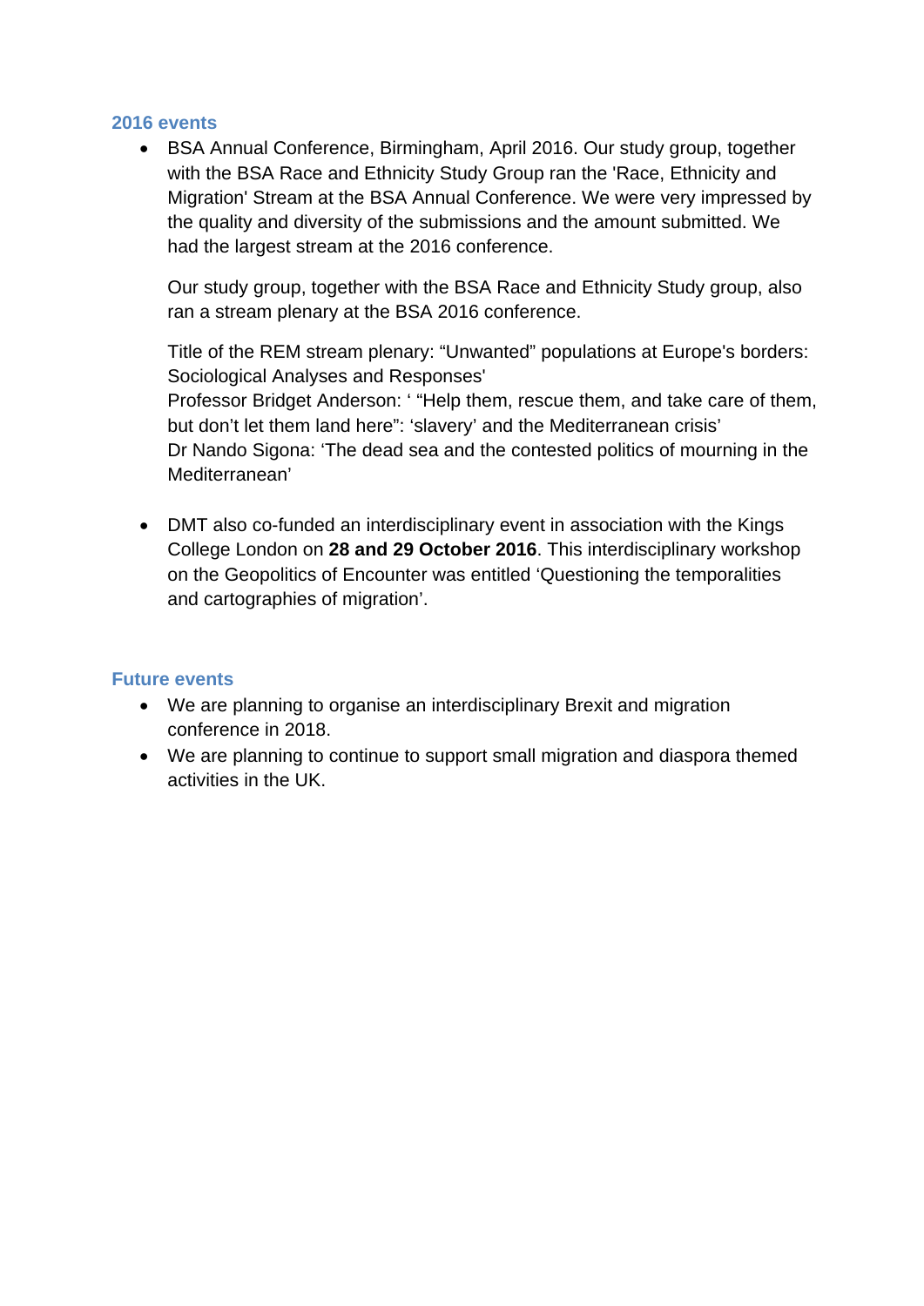### 2016 events

- BSA Annual Conference, Birmingham, April 2016. Our study group, together with the BSA Race and Ethnicity Study Group ran the 'Race, Ethnicity and Migration' Stream at the BSA Annual Conference. We were very impressed by the quality and diversity of the submissions and the amount submitted. We had the largest stream at the 2016 conference.

  Our study group, together with the BSA Race and Ethnicity Study group, also ran a stream plenary at the BSA 2016 conference.

  Title of the REM stream plenary: "Unwanted" populations at Europe's borders: Sociological Analyses and Responses'
  Professor Bridget Anderson: ' "Help them, rescue them, and take care of them, but don't let them land here": 'slavery' and the Mediterranean crisis'
  Dr Nando Sigona: 'The dead sea and the contested politics of mourning in the Mediterranean'

- DMT also co-funded an interdisciplinary event in association with the Kings College London on **28 and 29 October 2016**. This interdisciplinary workshop on the Geopolitics of Encounter was entitled 'Questioning the temporalities and cartographies of migration'.

### Future events

- We are planning to organise an interdisciplinary Brexit and migration conference in 2018.
- We are planning to continue to support small migration and diaspora themed activities in the UK.